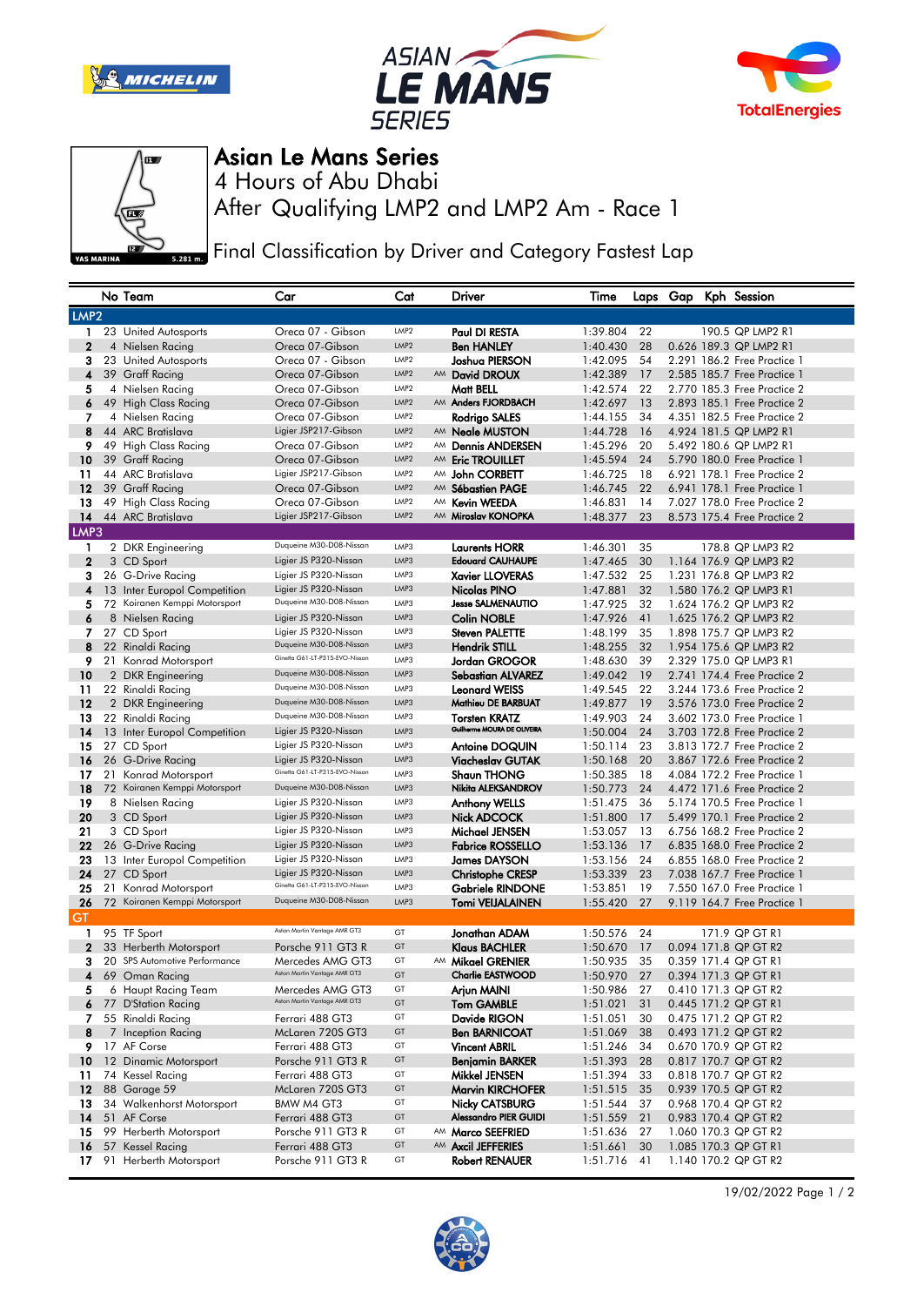# Asian Le Mans Series

4 Hours of Abu Dhabi

After Qualifying LMP2 and LMP2 Am - Race 1

Final Classification by Driver and Category Fastest Lap

| | No | Team | Car | Cat | | Driver | Time | Laps | Gap | Kph | Session |
|---|---|---|---|---|---|---|---|---|---|---|---|
| **LMP2** | | | | | | | | | | | |
| 1 | 23 | United Autosports | Oreca 07 - Gibson | LMP2 | | Paul DI RESTA | 1:39.804 | 22 | | 190.5 | QP LMP2 R1 |
| 2 | 4 | Nielsen Racing | Oreca 07-Gibson | LMP2 | | Ben HANLEY | 1:40.430 | 28 | 0.626 | 189.3 | QP LMP2 R1 |
| 3 | 23 | United Autosports | Oreca 07 - Gibson | LMP2 | | Joshua PIERSON | 1:42.095 | 54 | 2.291 | 186.2 | Free Practice 1 |
| 4 | 39 | Graff Racing | Oreca 07-Gibson | LMP2 | AM | David DROUX | 1:42.389 | 17 | 2.585 | 185.7 | Free Practice 1 |
| 5 | 4 | Nielsen Racing | Oreca 07-Gibson | LMP2 | | Matt BELL | 1:42.574 | 22 | 2.770 | 185.3 | Free Practice 2 |
| 6 | 49 | High Class Racing | Oreca 07-Gibson | LMP2 | AM | Anders FJORDBACH | 1:42.697 | 13 | 2.893 | 185.1 | Free Practice 2 |
| 7 | 4 | Nielsen Racing | Oreca 07-Gibson | LMP2 | | Rodrigo SALES | 1:44.155 | 34 | 4.351 | 182.5 | Free Practice 2 |
| 8 | 44 | ARC Bratislava | Ligier JSP217-Gibson | LMP2 | AM | Neale MUSTON | 1:44.728 | 16 | 4.924 | 181.5 | QP LMP2 R1 |
| 9 | 49 | High Class Racing | Oreca 07-Gibson | LMP2 | AM | Dennis ANDERSEN | 1:45.296 | 20 | 5.492 | 180.6 | QP LMP2 R1 |
| 10 | 39 | Graff Racing | Oreca 07-Gibson | LMP2 | AM | Eric TROUILLET | 1:45.594 | 24 | 5.790 | 180.0 | Free Practice 1 |
| 11 | 44 | ARC Bratislava | Ligier JSP217-Gibson | LMP2 | AM | John CORBETT | 1:46.725 | 18 | 6.921 | 178.1 | Free Practice 2 |
| 12 | 39 | Graff Racing | Oreca 07-Gibson | LMP2 | AM | Sébastien PAGE | 1:46.745 | 22 | 6.941 | 178.1 | Free Practice 1 |
| 13 | 49 | High Class Racing | Oreca 07-Gibson | LMP2 | AM | Kevin WEEDA | 1:46.831 | 14 | 7.027 | 178.0 | Free Practice 2 |
| 14 | 44 | ARC Bratislava | Ligier JSP217-Gibson | LMP2 | AM | Miroslav KONOPKA | 1:48.377 | 23 | 8.573 | 175.4 | Free Practice 2 |
| **LMP3** | | | | | | | | | | | |
| 1 | 2 | DKR Engineering | Duqueine M30-D08-Nissan | LMP3 | | Laurents HORR | 1:46.301 | 35 | | 178.8 | QP LMP3 R2 |
| 2 | 3 | CD Sport | Ligier JS P320-Nissan | LMP3 | | Edouard CAUHAUPE | 1:47.465 | 30 | 1.164 | 176.9 | QP LMP3 R2 |
| 3 | 26 | G-Drive Racing | Ligier JS P320-Nissan | LMP3 | | Xavier LLOVERAS | 1:47.532 | 25 | 1.231 | 176.8 | QP LMP3 R2 |
| 4 | 13 | Inter Europol Competition | Ligier JS P320-Nissan | LMP3 | | Nicolas PINO | 1:47.881 | 32 | 1.580 | 176.2 | QP LMP3 R1 |
| 5 | 72 | Koiranen Kemppi Motorsport | Duqueine M30-D08-Nissan | LMP3 | | Jesse SALMENAUTIO | 1:47.925 | 32 | 1.624 | 176.2 | QP LMP3 R2 |
| 6 | 8 | Nielsen Racing | Ligier JS P320-Nissan | LMP3 | | Colin NOBLE | 1:47.926 | 41 | 1.625 | 176.2 | QP LMP3 R2 |
| 7 | 27 | CD Sport | Ligier JS P320-Nissan | LMP3 | | Steven PALETTE | 1:48.199 | 35 | 1.898 | 175.7 | QP LMP3 R2 |
| 8 | 22 | Rinaldi Racing | Duqueine M30-D08-Nissan | LMP3 | | Hendrik STILL | 1:48.255 | 32 | 1.954 | 175.6 | QP LMP3 R2 |
| 9 | 21 | Konrad Motorsport | Ginetta G61-LT-P315-EVO-Nissan | LMP3 | | Jordan GROGOR | 1:48.630 | 39 | 2.329 | 175.0 | QP LMP3 R1 |
| 10 | 2 | DKR Engineering | Duqueine M30-D08-Nissan | LMP3 | | Sebastian ALVAREZ | 1:49.042 | 19 | 2.741 | 174.4 | Free Practice 2 |
| 11 | 22 | Rinaldi Racing | Duqueine M30-D08-Nissan | LMP3 | | Leonard WEISS | 1:49.545 | 22 | 3.244 | 173.6 | Free Practice 2 |
| 12 | 2 | DKR Engineering | Duqueine M30-D08-Nissan | LMP3 | | Mathieu DE BARBUAT | 1:49.877 | 19 | 3.576 | 173.0 | Free Practice 2 |
| 13 | 22 | Rinaldi Racing | Duqueine M30-D08-Nissan | LMP3 | | Torsten KRATZ | 1:49.903 | 24 | 3.602 | 173.0 | Free Practice 1 |
| 14 | 13 | Inter Europol Competition | Ligier JS P320-Nissan | LMP3 | | Guilherme MOURA DE OLIVEIRA | 1:50.004 | 24 | 3.703 | 172.8 | Free Practice 2 |
| 15 | 27 | CD Sport | Ligier JS P320-Nissan | LMP3 | | Antoine DOQUIN | 1:50.114 | 23 | 3.813 | 172.7 | Free Practice 2 |
| 16 | 26 | G-Drive Racing | Ligier JS P320-Nissan | LMP3 | | Viacheslav GUTAK | 1:50.168 | 20 | 3.867 | 172.6 | Free Practice 2 |
| 17 | 21 | Konrad Motorsport | Ginetta G61-LT-P315-EVO-Nissan | LMP3 | | Shaun THONG | 1:50.385 | 18 | 4.084 | 172.2 | Free Practice 1 |
| 18 | 72 | Koiranen Kemppi Motorsport | Duqueine M30-D08-Nissan | LMP3 | | Nikita ALEKSANDROV | 1:50.773 | 24 | 4.472 | 171.6 | Free Practice 2 |
| 19 | 8 | Nielsen Racing | Ligier JS P320-Nissan | LMP3 | | Anthony WELLS | 1:51.475 | 36 | 5.174 | 170.5 | Free Practice 1 |
| 20 | 3 | CD Sport | Ligier JS P320-Nissan | LMP3 | | Nick ADCOCK | 1:51.800 | 17 | 5.499 | 170.1 | Free Practice 2 |
| 21 | 3 | CD Sport | Ligier JS P320-Nissan | LMP3 | | Michael JENSEN | 1:53.057 | 13 | 6.756 | 168.2 | Free Practice 2 |
| 22 | 26 | G-Drive Racing | Ligier JS P320-Nissan | LMP3 | | Fabrice ROSSELLO | 1:53.136 | 17 | 6.835 | 168.0 | Free Practice 2 |
| 23 | 13 | Inter Europol Competition | Ligier JS P320-Nissan | LMP3 | | James DAYSON | 1:53.156 | 24 | 6.855 | 168.0 | Free Practice 2 |
| 24 | 27 | CD Sport | Ligier JS P320-Nissan | LMP3 | | Christophe CRESP | 1:53.339 | 23 | 7.038 | 167.7 | Free Practice 1 |
| 25 | 21 | Konrad Motorsport | Ginetta G61-LT-P315-EVO-Nissan | LMP3 | | Gabriele RINDONE | 1:53.851 | 19 | 7.550 | 167.0 | Free Practice 1 |
| 26 | 72 | Koiranen Kemppi Motorsport | Duqueine M30-D08-Nissan | LMP3 | | Tomi VEIJALAINEN | 1:55.420 | 27 | 9.119 | 164.7 | Free Practice 1 |
| **GT** | | | | | | | | | | | |
| 1 | 95 | TF Sport | Aston Martin Vantage AMR GT3 | GT | | Jonathan ADAM | 1:50.576 | 24 | | 171.9 | QP GT R1 |
| 2 | 33 | Herberth Motorsport | Porsche 911 GT3 R | GT | | Klaus BACHLER | 1:50.670 | 17 | 0.094 | 171.8 | QP GT R2 |
| 3 | 20 | SPS Automotive Performance | Mercedes AMG GT3 | GT | AM | Mikael GRENIER | 1:50.935 | 35 | 0.359 | 171.4 | QP GT R1 |
| 4 | 69 | Oman Racing | Aston Martin Vantage AMR GT3 | GT | | Charlie EASTWOOD | 1:50.970 | 27 | 0.394 | 171.3 | QP GT R1 |
| 5 | 6 | Haupt Racing Team | Mercedes AMG GT3 | GT | | Arjun MAINI | 1:50.986 | 27 | 0.410 | 171.3 | QP GT R2 |
| 6 | 77 | D'Station Racing | Aston Martin Vantage AMR GT3 | GT | | Tom GAMBLE | 1:51.021 | 31 | 0.445 | 171.2 | QP GT R1 |
| 7 | 55 | Rinaldi Racing | Ferrari 488 GT3 | GT | | Davide RIGON | 1:51.051 | 30 | 0.475 | 171.2 | QP GT R2 |
| 8 | 7 | Inception Racing | McLaren 720S GT3 | GT | | Ben BARNICOAT | 1:51.069 | 38 | 0.493 | 171.2 | QP GT R2 |
| 9 | 17 | AF Corse | Ferrari 488 GT3 | GT | | Vincent ABRIL | 1:51.246 | 34 | 0.670 | 170.9 | QP GT R2 |
| 10 | 12 | Dinamic Motorsport | Porsche 911 GT3 R | GT | | Benjamin BARKER | 1:51.393 | 28 | 0.817 | 170.7 | QP GT R2 |
| 11 | 74 | Kessel Racing | Ferrari 488 GT3 | GT | | Mikkel JENSEN | 1:51.394 | 33 | 0.818 | 170.7 | QP GT R2 |
| 12 | 88 | Garage 59 | McLaren 720S GT3 | GT | | Marvin KIRCHOFER | 1:51.515 | 35 | 0.939 | 170.5 | QP GT R2 |
| 13 | 34 | Walkenhorst Motorsport | BMW M4 GT3 | GT | | Nicky CATSBURG | 1:51.544 | 37 | 0.968 | 170.4 | QP GT R2 |
| 14 | 51 | AF Corse | Ferrari 488 GT3 | GT | | Alessandro PIER GUIDI | 1:51.559 | 21 | 0.983 | 170.4 | QP GT R2 |
| 15 | 99 | Herberth Motorsport | Porsche 911 GT3 R | GT | AM | Marco SEEFRIED | 1:51.636 | 27 | 1.060 | 170.3 | QP GT R2 |
| 16 | 57 | Kessel Racing | Ferrari 488 GT3 | GT | AM | Axcil JEFFERIES | 1:51.661 | 30 | 1.085 | 170.3 | QP GT R1 |
| 17 | 91 | Herberth Motorsport | Porsche 911 GT3 R | GT | | Robert RENAUER | 1:51.716 | 41 | 1.140 | 170.2 | QP GT R2 |

19/02/2022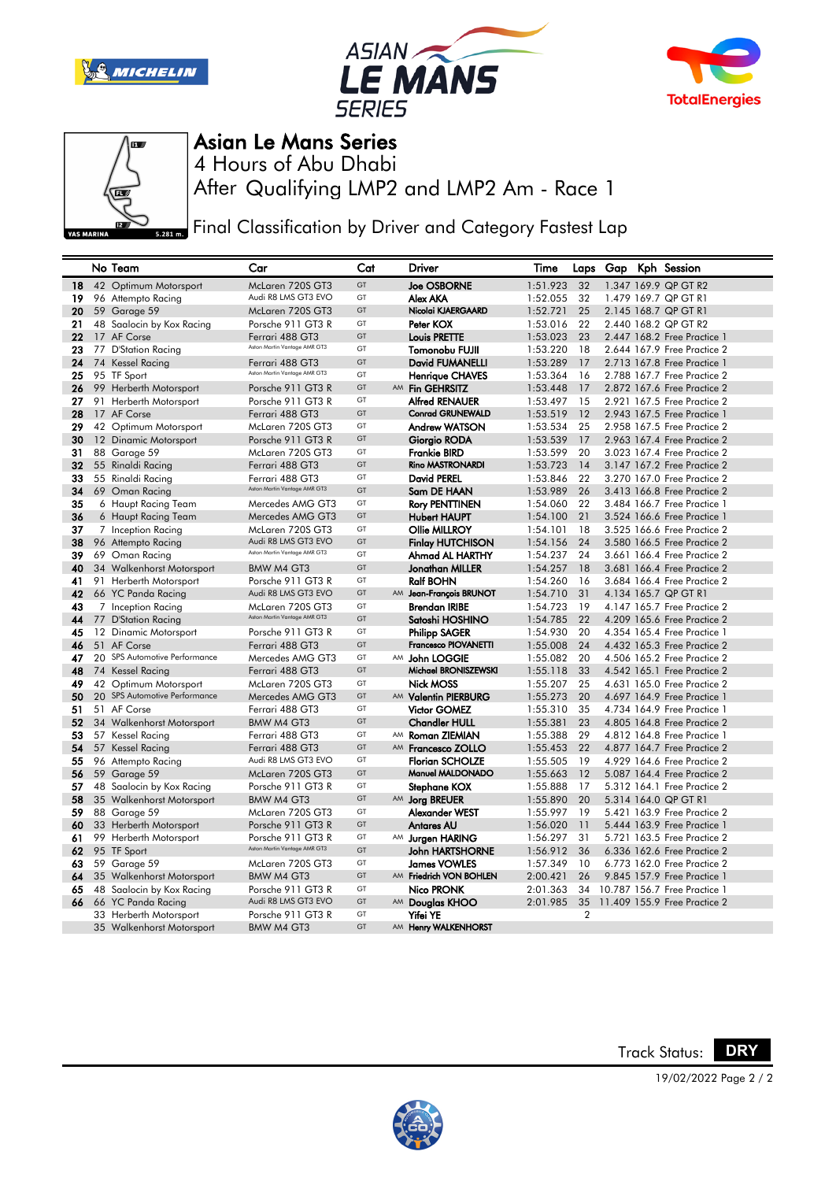# Asian Le Mans Series

4 Hours of Abu Dhabi

After Qualifying LMP2 and LMP2 Am - Race 1

Final Classification by Driver and Category Fastest Lap

| | No | Team | Car | Cat | | Driver | Time | Laps | Gap | Kph | Session |
|---|---|---|---|---|---|---|---|---|---|---|---|
| 18 | 42 | Optimum Motorsport | McLaren 720S GT3 | GT | | Joe OSBORNE | 1:51.923 | 32 | 1.347 | 169.9 | QP GT R2 |
| 19 | 96 | Attempto Racing | Audi R8 LMS GT3 EVO | GT | | Alex AKA | 1:52.055 | 32 | 1.479 | 169.7 | QP GT R1 |
| 20 | 59 | Garage 59 | McLaren 720S GT3 | GT | | Nicolai KJAERGAARD | 1:52.721 | 25 | 2.145 | 168.7 | QP GT R1 |
| 21 | 48 | Saalocin by Kox Racing | Porsche 911 GT3 R | GT | | Peter KOX | 1:53.016 | 22 | 2.440 | 168.2 | QP GT R2 |
| 22 | 17 | AF Corse | Ferrari 488 GT3 | GT | | Louis PRETTE | 1:53.023 | 23 | 2.447 | 168.2 | Free Practice 1 |
| 23 | 77 | D'Station Racing | Aston Martin Vantage AMR GT3 | GT | | Tomonobu FUJII | 1:53.220 | 18 | 2.644 | 167.9 | Free Practice 2 |
| 24 | 74 | Kessel Racing | Ferrari 488 GT3 | GT | | David FUMANELLI | 1:53.289 | 17 | 2.713 | 167.8 | Free Practice 1 |
| 25 | 95 | TF Sport | Aston Martin Vantage AMR GT3 | GT | | Henrique CHAVES | 1:53.364 | 16 | 2.788 | 167.7 | Free Practice 2 |
| 26 | 99 | Herberth Motorsport | Porsche 911 GT3 R | GT | AM | Fin GEHRSITZ | 1:53.448 | 17 | 2.872 | 167.6 | Free Practice 2 |
| 27 | 91 | Herberth Motorsport | Porsche 911 GT3 R | GT | | Alfred RENAUER | 1:53.497 | 15 | 2.921 | 167.5 | Free Practice 2 |
| 28 | 17 | AF Corse | Ferrari 488 GT3 | GT | | Conrad GRUNEWALD | 1:53.519 | 12 | 2.943 | 167.5 | Free Practice 1 |
| 29 | 42 | Optimum Motorsport | McLaren 720S GT3 | GT | | Andrew WATSON | 1:53.534 | 25 | 2.958 | 167.5 | Free Practice 2 |
| 30 | 12 | Dinamic Motorsport | Porsche 911 GT3 R | GT | | Giorgio RODA | 1:53.539 | 17 | 2.963 | 167.4 | Free Practice 2 |
| 31 | 88 | Garage 59 | McLaren 720S GT3 | GT | | Frankie BIRD | 1:53.599 | 20 | 3.023 | 167.4 | Free Practice 2 |
| 32 | 55 | Rinaldi Racing | Ferrari 488 GT3 | GT | | Rino MASTRONARDI | 1:53.723 | 14 | 3.147 | 167.2 | Free Practice 2 |
| 33 | 55 | Rinaldi Racing | Ferrari 488 GT3 | GT | | David PEREL | 1:53.846 | 22 | 3.270 | 167.0 | Free Practice 2 |
| 34 | 69 | Oman Racing | Aston Martin Vantage AMR GT3 | GT | | Sam DE HAAN | 1:53.989 | 26 | 3.413 | 166.8 | Free Practice 2 |
| 35 | 6 | Haupt Racing Team | Mercedes AMG GT3 | GT | | Rory PENTTINEN | 1:54.060 | 22 | 3.484 | 166.7 | Free Practice 1 |
| 36 | 6 | Haupt Racing Team | Mercedes AMG GT3 | GT | | Hubert HAUPT | 1:54.100 | 21 | 3.524 | 166.6 | Free Practice 1 |
| 37 | 7 | Inception Racing | McLaren 720S GT3 | GT | | Ollie MILLROY | 1:54.101 | 18 | 3.525 | 166.6 | Free Practice 2 |
| 38 | 96 | Attempto Racing | Audi R8 LMS GT3 EVO | GT | | Finlay HUTCHISON | 1:54.156 | 24 | 3.580 | 166.5 | Free Practice 2 |
| 39 | 69 | Oman Racing | Aston Martin Vantage AMR GT3 | GT | | Ahmad AL HARTHY | 1:54.237 | 24 | 3.661 | 166.4 | Free Practice 2 |
| 40 | 34 | Walkenhorst Motorsport | BMW M4 GT3 | GT | | Jonathan MILLER | 1:54.257 | 18 | 3.681 | 166.4 | Free Practice 2 |
| 41 | 91 | Herberth Motorsport | Porsche 911 GT3 R | GT | | Ralf BOHN | 1:54.260 | 16 | 3.684 | 166.4 | Free Practice 2 |
| 42 | 66 | YC Panda Racing | Audi R8 LMS GT3 EVO | GT | AM | Jean-François BRUNOT | 1:54.710 | 31 | 4.134 | 165.7 | QP GT R1 |
| 43 | 7 | Inception Racing | McLaren 720S GT3 | GT | | Brendan IRIBE | 1:54.723 | 19 | 4.147 | 165.7 | Free Practice 2 |
| 44 | 77 | D'Station Racing | Aston Martin Vantage AMR GT3 | GT | | Satoshi HOSHINO | 1:54.785 | 22 | 4.209 | 165.6 | Free Practice 2 |
| 45 | 12 | Dinamic Motorsport | Porsche 911 GT3 R | GT | | Philipp SAGER | 1:54.930 | 20 | 4.354 | 165.4 | Free Practice 1 |
| 46 | 51 | AF Corse | Ferrari 488 GT3 | GT | | Francesco PIOVANETTI | 1:55.008 | 24 | 4.432 | 165.3 | Free Practice 2 |
| 47 | 20 | SPS Automotive Performance | Mercedes AMG GT3 | GT | AM | John LOGGIE | 1:55.082 | 20 | 4.506 | 165.2 | Free Practice 2 |
| 48 | 74 | Kessel Racing | Ferrari 488 GT3 | GT | | Michael BRONISZEWSKI | 1:55.118 | 33 | 4.542 | 165.1 | Free Practice 2 |
| 49 | 42 | Optimum Motorsport | McLaren 720S GT3 | GT | | Nick MOSS | 1:55.207 | 25 | 4.631 | 165.0 | Free Practice 2 |
| 50 | 20 | SPS Automotive Performance | Mercedes AMG GT3 | GT | AM | Valentin PIERBURG | 1:55.273 | 20 | 4.697 | 164.9 | Free Practice 1 |
| 51 | 51 | AF Corse | Ferrari 488 GT3 | GT | | Victor GOMEZ | 1:55.310 | 35 | 4.734 | 164.9 | Free Practice 2 |
| 52 | 34 | Walkenhorst Motorsport | BMW M4 GT3 | GT | | Chandler HULL | 1:55.381 | 23 | 4.805 | 164.8 | Free Practice 2 |
| 53 | 57 | Kessel Racing | Ferrari 488 GT3 | GT | AM | Roman ZIEMIAN | 1:55.388 | 29 | 4.812 | 164.8 | Free Practice 1 |
| 54 | 57 | Kessel Racing | Ferrari 488 GT3 | GT | AM | Francesco ZOLLO | 1:55.453 | 22 | 4.877 | 164.7 | Free Practice 2 |
| 55 | 96 | Attempto Racing | Audi R8 LMS GT3 EVO | GT | | Florian SCHOLZE | 1:55.505 | 19 | 4.929 | 164.6 | Free Practice 2 |
| 56 | 59 | Garage 59 | McLaren 720S GT3 | GT | | Manuel MALDONADO | 1:55.663 | 12 | 5.087 | 164.4 | Free Practice 2 |
| 57 | 48 | Saalocin by Kox Racing | Porsche 911 GT3 R | GT | | Stephane KOX | 1:55.888 | 17 | 5.312 | 164.1 | Free Practice 2 |
| 58 | 35 | Walkenhorst Motorsport | BMW M4 GT3 | GT | AM | Jorg BREUER | 1:55.890 | 20 | 5.314 | 164.0 | QP GT R1 |
| 59 | 88 | Garage 59 | McLaren 720S GT3 | GT | | Alexander WEST | 1:55.997 | 19 | 5.421 | 163.9 | Free Practice 2 |
| 60 | 33 | Herberth Motorsport | Porsche 911 GT3 R | GT | | Antares AU | 1:56.020 | 11 | 5.444 | 163.9 | Free Practice 1 |
| 61 | 99 | Herberth Motorsport | Porsche 911 GT3 R | GT | AM | Jurgen HARING | 1:56.297 | 31 | 5.721 | 163.5 | Free Practice 2 |
| 62 | 95 | TF Sport | Aston Martin Vantage AMR GT3 | GT | | John HARTSHORNE | 1:56.912 | 36 | 6.336 | 162.6 | Free Practice 2 |
| 63 | 59 | Garage 59 | McLaren 720S GT3 | GT | | James VOWLES | 1:57.349 | 10 | 6.773 | 162.0 | Free Practice 2 |
| 64 | 35 | Walkenhorst Motorsport | BMW M4 GT3 | GT | AM | Friedrich VON BOHLEN | 2:00.421 | 26 | 9.845 | 157.9 | Free Practice 1 |
| 65 | 48 | Saalocin by Kox Racing | Porsche 911 GT3 R | GT | | Nico PRONK | 2:01.363 | 34 | 10.787 | 156.7 | Free Practice 1 |
| 66 | 66 | YC Panda Racing | Audi R8 LMS GT3 EVO | GT | AM | Douglas KHOO | 2:01.985 | 35 | 11.409 | 155.9 | Free Practice 2 |
| | 33 | Herberth Motorsport | Porsche 911 GT3 R | GT | | Yifei YE | | 2 | | | |
| | 35 | Walkenhorst Motorsport | BMW M4 GT3 | GT | AM | Henry WALKENHORST | | | | | |

Track Status: DRY

19/02/2022